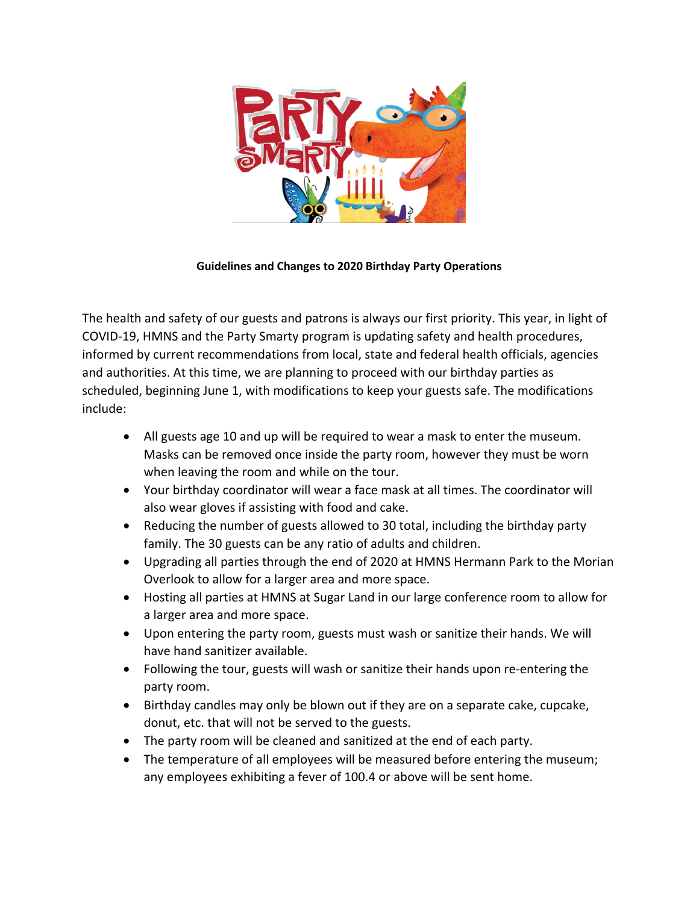**Guidelines and Changes to 2020 Birthday Party Operations**

The health and safety of our guests and patrons is always our first priority. This year, in light of COVID-19, HMNS and the Party Smarty program is updating safety and health procedures, informed by current recommendations from local, state and federal health officials, agencies and authorities. At this time, we are planning to proceed with our birthday parties as scheduled, beginning June 1, with modifications to keep your guests safe. The modifications include:

- All guests age 10 and up will be required to wear a mask to enter the museum. Masks can be removed once inside the party room, however they must be worn when leaving the room and while on the tour.
- Your birthday coordinator will wear a face mask at all times. The coordinator will also wear gloves if assisting with food and cake.
- Reducing the number of guests allowed to 30 total, including the birthday party family. The 30 guests can be any ratio of adults and children.
- Upgrading all parties through the end of 2020 at HMNS Hermann Park to the Morian Overlook to allow for a larger area and more space.
- Hosting all parties at HMNS at Sugar Land in our large conference room to allow for a larger area and more space.
- Upon entering the party room, guests must wash or sanitize their hands. We will have hand sanitizer available.
- Following the tour, guests will wash or sanitize their hands upon re-entering the party room.
- Birthday candles may only be blown out if they are on a separate cake, cupcake, donut, etc. that will not be served to the guests.
- The party room will be cleaned and sanitized at the end of each party.
- The temperature of all employees will be measured before entering the museum; any employees exhibiting a fever of 100.4 or above will be sent home.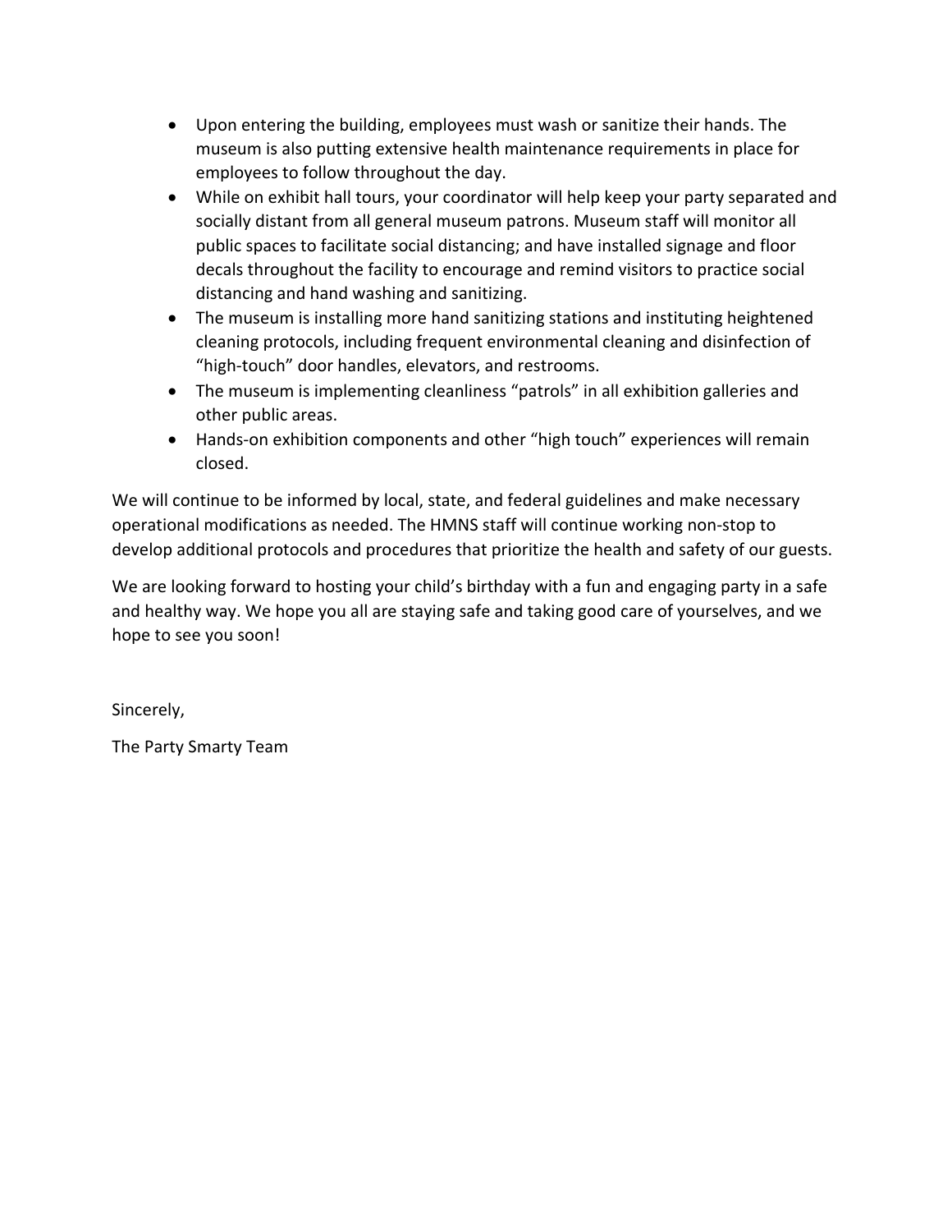- Upon entering the building, employees must wash or sanitize their hands. The museum is also putting extensive health maintenance requirements in place for employees to follow throughout the day.
- While on exhibit hall tours, your coordinator will help keep your party separated and socially distant from all general museum patrons. Museum staff will monitor all public spaces to facilitate social distancing; and have installed signage and floor decals throughout the facility to encourage and remind visitors to practice social distancing and hand washing and sanitizing.
- The museum is installing more hand sanitizing stations and instituting heightened cleaning protocols, including frequent environmental cleaning and disinfection of "high-touch" door handles, elevators, and restrooms.
- The museum is implementing cleanliness "patrols" in all exhibition galleries and other public areas.
- Hands-on exhibition components and other "high touch" experiences will remain closed.

We will continue to be informed by local, state, and federal guidelines and make necessary operational modifications as needed. The HMNS staff will continue working non-stop to develop additional protocols and procedures that prioritize the health and safety of our guests.

We are looking forward to hosting your child's birthday with a fun and engaging party in a safe and healthy way. We hope you all are staying safe and taking good care of yourselves, and we hope to see you soon!

Sincerely,

The Party Smarty Team